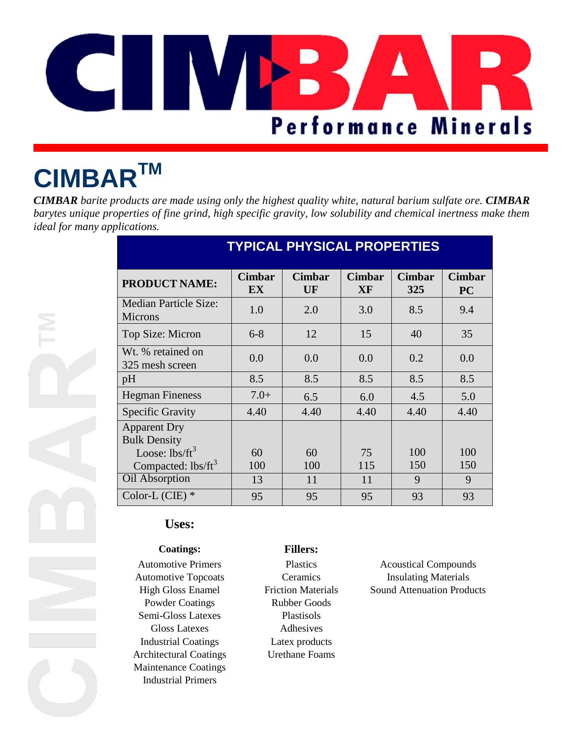# CIMBAR Performance Minerals

# CIMBAR™

***CIMBAR** barite products are made using only the highest quality white, natural barium sulfate ore. **CIMBAR** barytes unique properties of fine grind, high specific gravity, low solubility and chemical inertness make them ideal for many applications.*

## TYPICAL PHYSICAL PROPERTIES

| PRODUCT NAME: | Cimbar EX | Cimbar UF | Cimbar XF | Cimbar 325 | Cimbar PC |
|---|---|---|---|---|---|
| Median Particle Size: Microns | 1.0 | 2.0 | 3.0 | 8.5 | 9.4 |
| Top Size: Micron | 6-8 | 12 | 15 | 40 | 35 |
| Wt. % retained on 325 mesh screen | 0.0 | 0.0 | 0.0 | 0.2 | 0.0 |
| pH | 8.5 | 8.5 | 8.5 | 8.5 | 8.5 |
| Hegman Fineness | 7.0+ | 6.5 | 6.0 | 4.5 | 5.0 |
| Specific Gravity | 4.40 | 4.40 | 4.40 | 4.40 | 4.40 |
| Apparent Dry Bulk Density | | | | | |
| Loose: $lbs/ft^3$ | 60 | 60 | 75 | 100 | 100 |
| Compacted: $lbs/ft^3$ | 100 | 100 | 115 | 150 | 150 |
| Oil Absorption | 13 | 11 | 11 | 9 | 9 |
| Color-L (CIE) * | 95 | 95 | 95 | 93 | 93 |

### Uses:

**Coatings:**

- Automotive Primers
- Automotive Topcoats
- High Gloss Enamel
- Powder Coatings
- Semi-Gloss Latexes
- Gloss Latexes
- Industrial Coatings
- Architectural Coatings
- Maintenance Coatings
- Industrial Primers

**Fillers:**

- Plastics
- Ceramics
- Friction Materials
- Rubber Goods
- Plastisols
- Adhesives
- Latex products
- Urethane Foams
- Acoustical Compounds
- Insulating Materials
- Sound Attenuation Products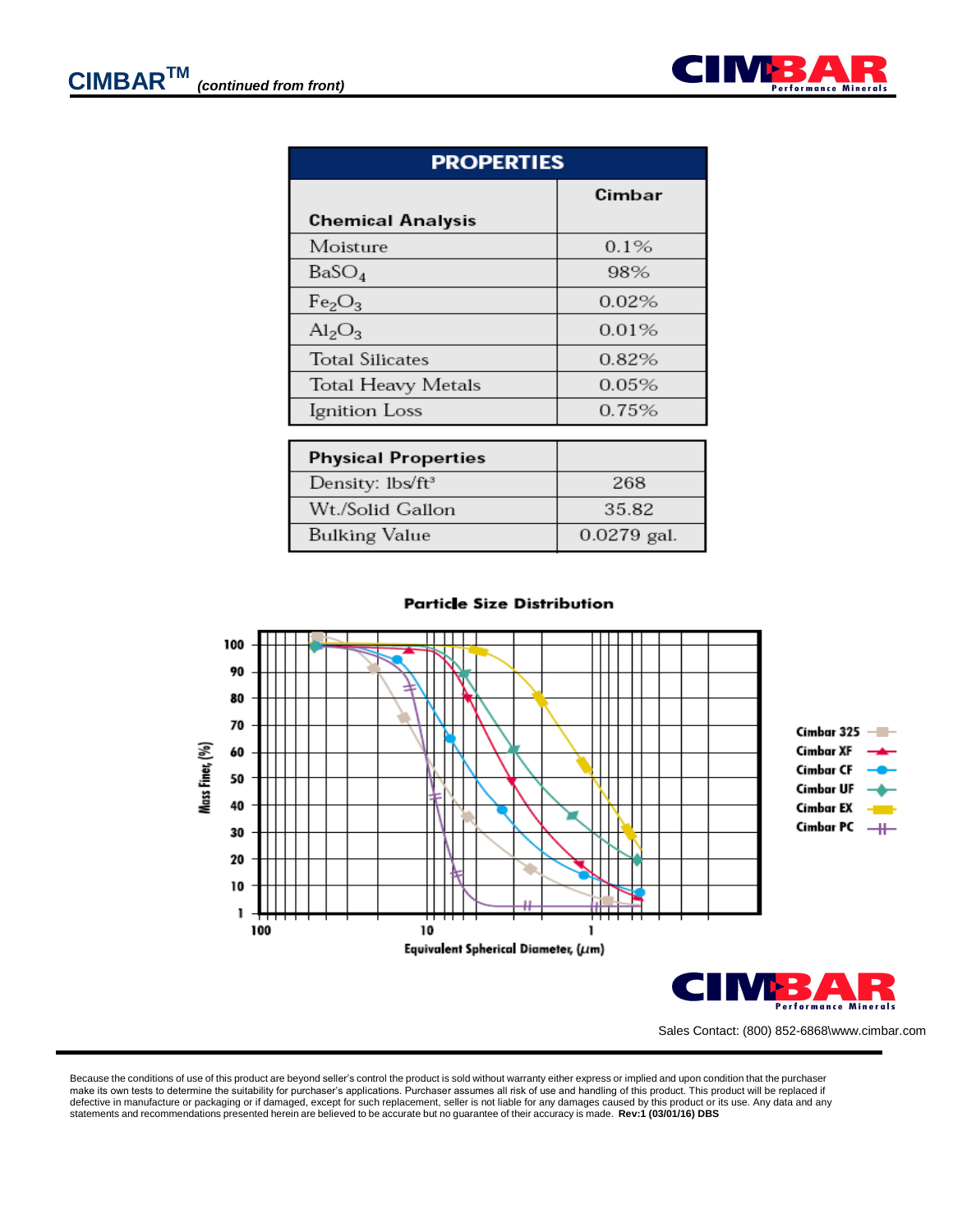| PROPERTIES | |
|---|---|
| **Chemical Analysis** | **Cimbar** |
| Moisture | 0.1% |
| $BaSO_4$ | 98% |
| $Fe_2O_3$ | 0.02% |
| $Al_2O_3$ | 0.01% |
| Total Silicates | 0.82% |
| Total Heavy Metals | 0.05% |
| Ignition Loss | 0.75% |

| **Physical Properties** | |
|---|---|
| Density: lbs/ft³ | 268 |
| Wt./Solid Gallon | 35.82 |
| Bulking Value | 0.0279 gal. |

**Particle Size Distribution**

Mass Finer, (%)

100
90
80
70
60
50
40
30
20
10
1

100
10
1

Equivalent Spherical Diameter, (μm)

Cimbar 325
Cimbar XF
Cimbar CF
Cimbar UF
Cimbar EX
Cimbar PC

Sales Contact: (800) 852-6868\www.cimbar.com

Because the conditions of use of this product are beyond seller's control the product is sold without warranty either express or implied and upon condition that the purchaser make its own tests to determine the suitability for purchaser's applications. Purchaser assumes all risk of use and handling of this product. This product will be replaced if defective in manufacture or packaging or if damaged, except for such replacement, seller is not liable for any damages caused by this product or its use. Any data and any statements and recommendations presented herein are believed to be accurate but no guarantee of their accuracy is made. **Rev:1 (03/01/16) DBS**